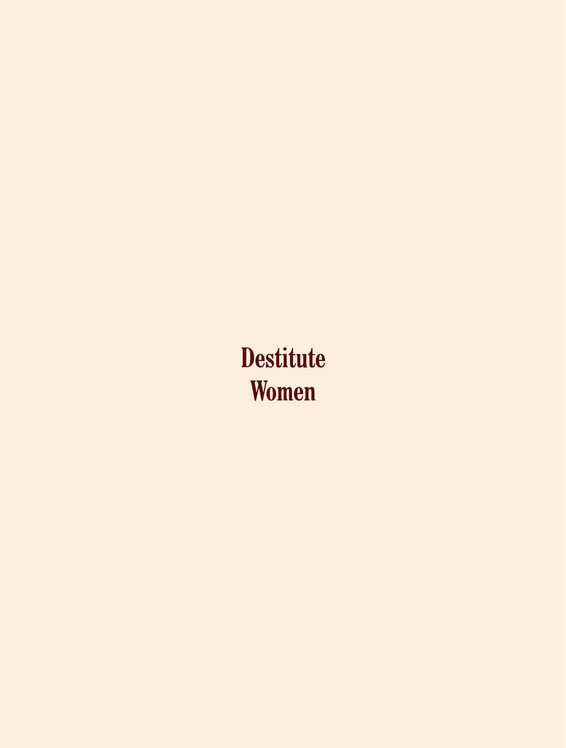# Destitute Women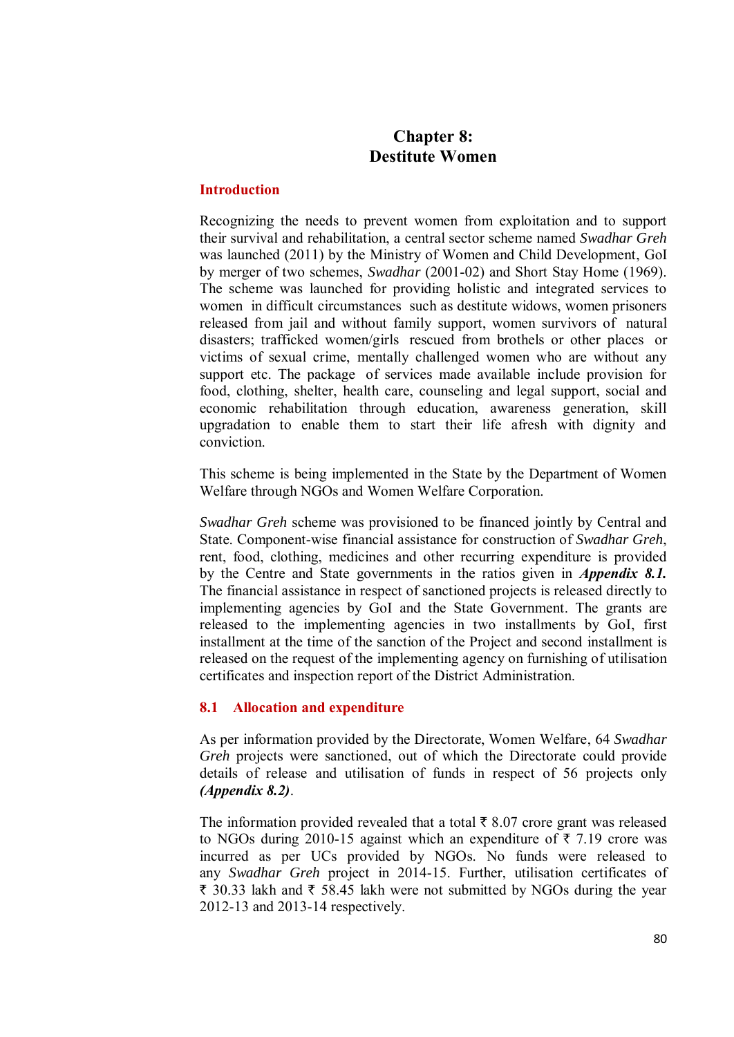# Chapter 8:
# Destitute Women

## Introduction

Recognizing the needs to prevent women from exploitation and to support their survival and rehabilitation, a central sector scheme named *Swadhar Greh* was launched (2011) by the Ministry of Women and Child Development, GoI by merger of two schemes, *Swadhar* (2001-02) and Short Stay Home (1969). The scheme was launched for providing holistic and integrated services to women in difficult circumstances such as destitute widows, women prisoners released from jail and without family support, women survivors of natural disasters; trafficked women/girls rescued from brothels or other places or victims of sexual crime, mentally challenged women who are without any support etc. The package of services made available include provision for food, clothing, shelter, health care, counseling and legal support, social and economic rehabilitation through education, awareness generation, skill upgradation to enable them to start their life afresh with dignity and conviction.

This scheme is being implemented in the State by the Department of Women Welfare through NGOs and Women Welfare Corporation.

*Swadhar Greh* scheme was provisioned to be financed jointly by Central and State. Component-wise financial assistance for construction of *Swadhar Greh*, rent, food, clothing, medicines and other recurring expenditure is provided by the Centre and State governments in the ratios given in ***Appendix 8.1.*** The financial assistance in respect of sanctioned projects is released directly to implementing agencies by GoI and the State Government. The grants are released to the implementing agencies in two installments by GoI, first installment at the time of the sanction of the Project and second installment is released on the request of the implementing agency on furnishing of utilisation certificates and inspection report of the District Administration.

## 8.1 Allocation and expenditure

As per information provided by the Directorate, Women Welfare, 64 *Swadhar Greh* projects were sanctioned, out of which the Directorate could provide details of release and utilisation of funds in respect of 56 projects only ***(Appendix 8.2)***.

The information provided revealed that a total ₹ 8.07 crore grant was released to NGOs during 2010-15 against which an expenditure of ₹ 7.19 crore was incurred as per UCs provided by NGOs. No funds were released to any *Swadhar Greh* project in 2014-15. Further, utilisation certificates of ₹ 30.33 lakh and ₹ 58.45 lakh were not submitted by NGOs during the year 2012-13 and 2013-14 respectively.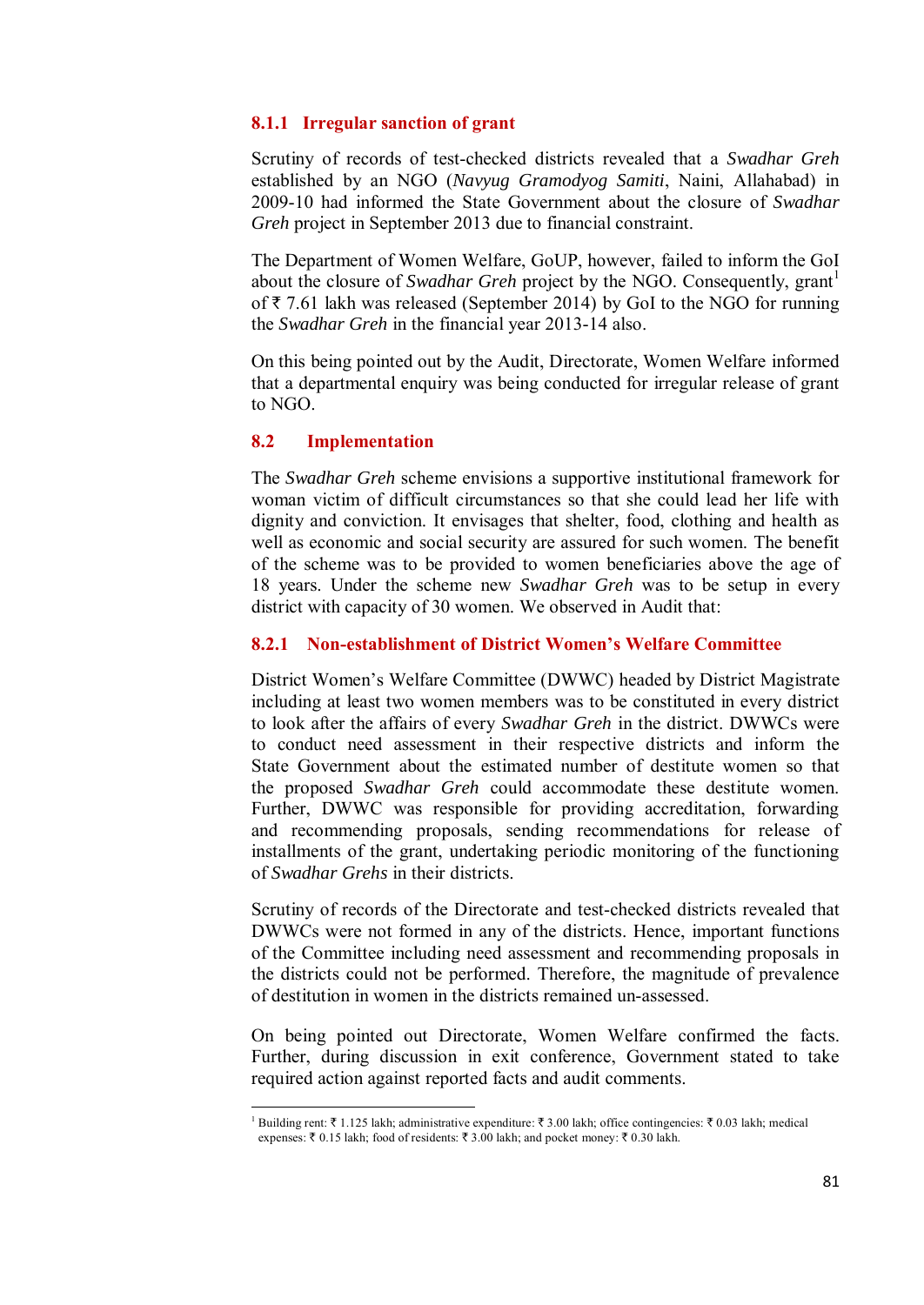### 8.1.1 Irregular sanction of grant

Scrutiny of records of test-checked districts revealed that a *Swadhar Greh* established by an NGO (*Navyug Gramodyog Samiti*, Naini, Allahabad) in 2009-10 had informed the State Government about the closure of *Swadhar Greh* project in September 2013 due to financial constraint.

The Department of Women Welfare, GoUP, however, failed to inform the GoI about the closure of *Swadhar Greh* project by the NGO. Consequently, grant[1] of ₹ 7.61 lakh was released (September 2014) by GoI to the NGO for running the *Swadhar Greh* in the financial year 2013-14 also.

On this being pointed out by the Audit, Directorate, Women Welfare informed that a departmental enquiry was being conducted for irregular release of grant to NGO.

## 8.2 Implementation

The *Swadhar Greh* scheme envisions a supportive institutional framework for woman victim of difficult circumstances so that she could lead her life with dignity and conviction. It envisages that shelter, food, clothing and health as well as economic and social security are assured for such women. The benefit of the scheme was to be provided to women beneficiaries above the age of 18 years. Under the scheme new *Swadhar Greh* was to be setup in every district with capacity of 30 women. We observed in Audit that:

### 8.2.1 Non-establishment of District Women's Welfare Committee

District Women's Welfare Committee (DWWC) headed by District Magistrate including at least two women members was to be constituted in every district to look after the affairs of every *Swadhar Greh* in the district. DWWCs were to conduct need assessment in their respective districts and inform the State Government about the estimated number of destitute women so that the proposed *Swadhar Greh* could accommodate these destitute women. Further, DWWC was responsible for providing accreditation, forwarding and recommending proposals, sending recommendations for release of installments of the grant, undertaking periodic monitoring of the functioning of *Swadhar Grehs* in their districts.

Scrutiny of records of the Directorate and test-checked districts revealed that DWWCs were not formed in any of the districts. Hence, important functions of the Committee including need assessment and recommending proposals in the districts could not be performed. Therefore, the magnitude of prevalence of destitution in women in the districts remained un-assessed.

On being pointed out Directorate, Women Welfare confirmed the facts. Further, during discussion in exit conference, Government stated to take required action against reported facts and audit comments.

---

[1] Building rent: ₹ 1.125 lakh; administrative expenditure: ₹ 3.00 lakh; office contingencies: ₹ 0.03 lakh; medical expenses: ₹ 0.15 lakh; food of residents: ₹ 3.00 lakh; and pocket money: ₹ 0.30 lakh.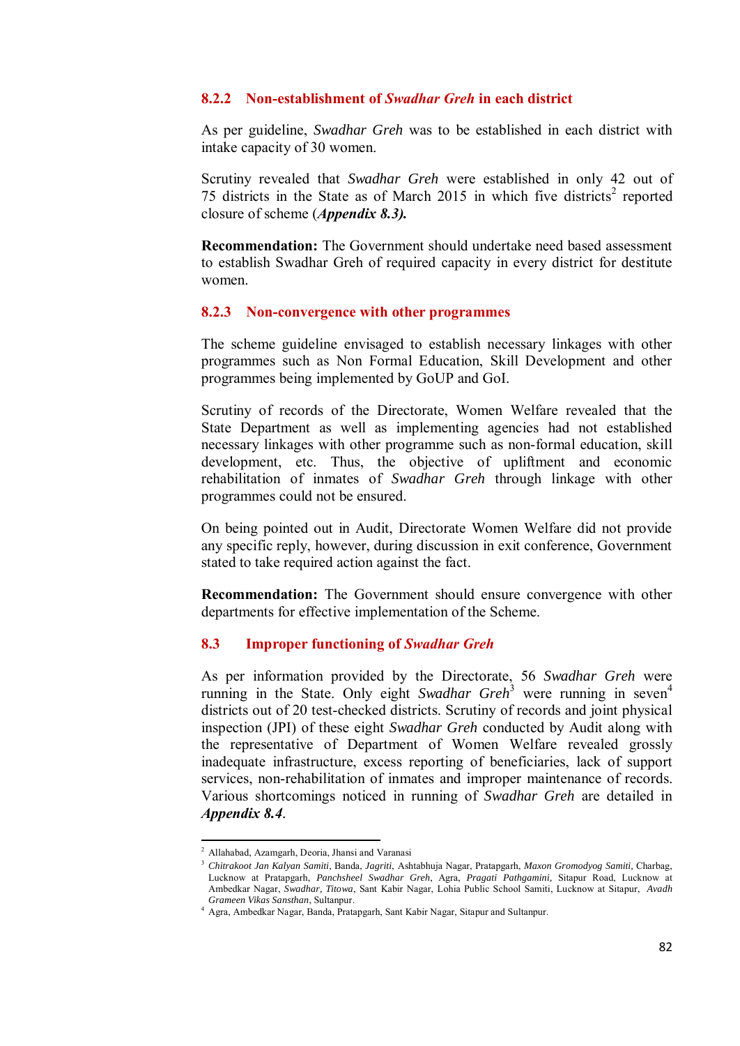### 8.2.2 Non-establishment of *Swadhar Greh* in each district

As per guideline, *Swadhar Greh* was to be established in each district with intake capacity of 30 women.

Scrutiny revealed that *Swadhar Greh* were established in only 42 out of 75 districts in the State as of March 2015 in which five districts[2] reported closure of scheme (***Appendix 8.3).***

**Recommendation:** The Government should undertake need based assessment to establish Swadhar Greh of required capacity in every district for destitute women.

### 8.2.3 Non-convergence with other programmes

The scheme guideline envisaged to establish necessary linkages with other programmes such as Non Formal Education, Skill Development and other programmes being implemented by GoUP and GoI.

Scrutiny of records of the Directorate, Women Welfare revealed that the State Department as well as implementing agencies had not established necessary linkages with other programme such as non-formal education, skill development, etc. Thus, the objective of upliftment and economic rehabilitation of inmates of *Swadhar Greh* through linkage with other programmes could not be ensured.

On being pointed out in Audit, Directorate Women Welfare did not provide any specific reply, however, during discussion in exit conference, Government stated to take required action against the fact.

**Recommendation:** The Government should ensure convergence with other departments for effective implementation of the Scheme.

## 8.3 Improper functioning of *Swadhar Greh*

As per information provided by the Directorate, 56 *Swadhar Greh* were running in the State. Only eight *Swadhar Greh*[3] were running in seven[4] districts out of 20 test-checked districts. Scrutiny of records and joint physical inspection (JPI) of these eight *Swadhar Greh* conducted by Audit along with the representative of Department of Women Welfare revealed grossly inadequate infrastructure, excess reporting of beneficiaries, lack of support services, non-rehabilitation of inmates and improper maintenance of records. Various shortcomings noticed in running of *Swadhar Greh* are detailed in ***Appendix 8.4***.

---

[2] Allahabad, Azamgarh, Deoria, Jhansi and Varanasi

[3] *Chitrakoot Jan Kalyan Samiti*, Banda, *Jagriti*, Ashtabhuja Nagar, Pratapgarh, *Maxon Gromodyog Samiti*, Charbag, Lucknow at Pratapgarh, *Panchsheel Swadhar Greh*, Agra, *Pragati Pathgamini,* Sitapur Road, Lucknow at Ambedkar Nagar, *Swadhar, Titowa*, Sant Kabir Nagar, Lohia Public School Samiti, Lucknow at Sitapur, *Avadh Grameen Vikas Sansthan*, Sultanpur.

[4] Agra, Ambedkar Nagar, Banda, Pratapgarh, Sant Kabir Nagar, Sitapur and Sultanpur.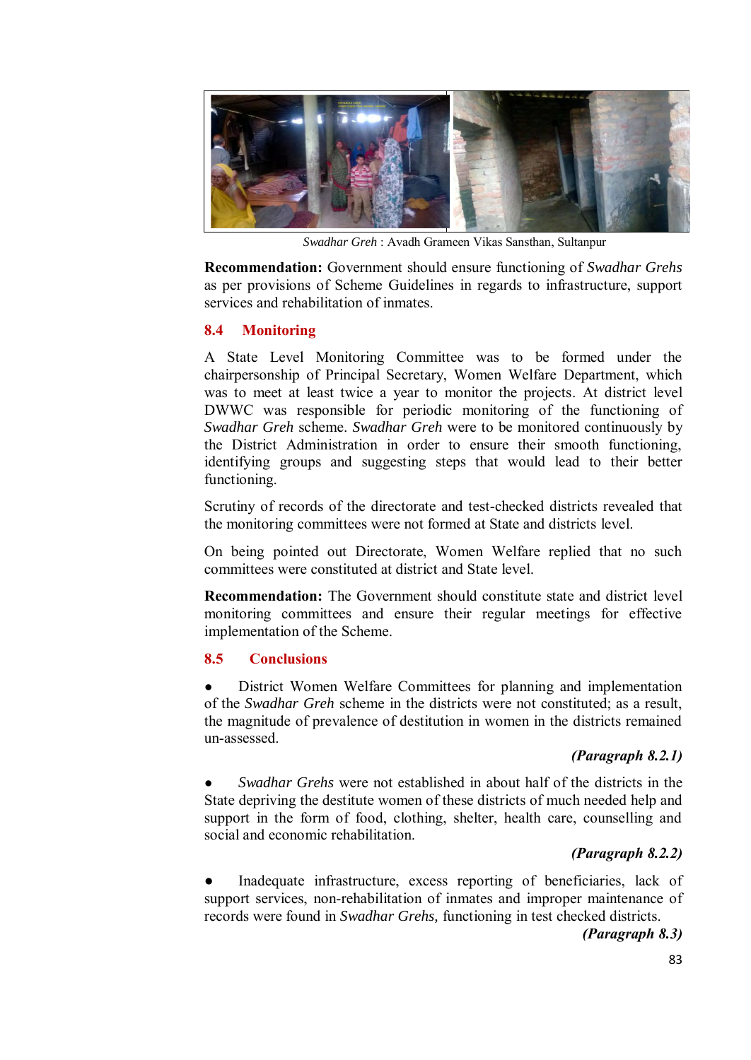*Swadhar Greh* : Avadh Grameen Vikas Sansthan, Sultanpur

**Recommendation:** Government should ensure functioning of *Swadhar Grehs* as per provisions of Scheme Guidelines in regards to infrastructure, support services and rehabilitation of inmates.

## 8.4 Monitoring

A State Level Monitoring Committee was to be formed under the chairpersonship of Principal Secretary, Women Welfare Department, which was to meet at least twice a year to monitor the projects. At district level DWWC was responsible for periodic monitoring of the functioning of *Swadhar Greh* scheme. *Swadhar Greh* were to be monitored continuously by the District Administration in order to ensure their smooth functioning, identifying groups and suggesting steps that would lead to their better functioning.

Scrutiny of records of the directorate and test-checked districts revealed that the monitoring committees were not formed at State and districts level.

On being pointed out Directorate, Women Welfare replied that no such committees were constituted at district and State level.

**Recommendation:** The Government should constitute state and district level monitoring committees and ensure their regular meetings for effective implementation of the Scheme.

## 8.5 Conclusions

- District Women Welfare Committees for planning and implementation of the *Swadhar Greh* scheme in the districts were not constituted; as a result, the magnitude of prevalence of destitution in women in the districts remained un-assessed.

  ***(Paragraph 8.2.1)***

- *Swadhar Grehs* were not established in about half of the districts in the State depriving the destitute women of these districts of much needed help and support in the form of food, clothing, shelter, health care, counselling and social and economic rehabilitation.

  ***(Paragraph 8.2.2)***

- Inadequate infrastructure, excess reporting of beneficiaries, lack of support services, non-rehabilitation of inmates and improper maintenance of records were found in *Swadhar Grehs,* functioning in test checked districts.

  ***(Paragraph 8.3)***